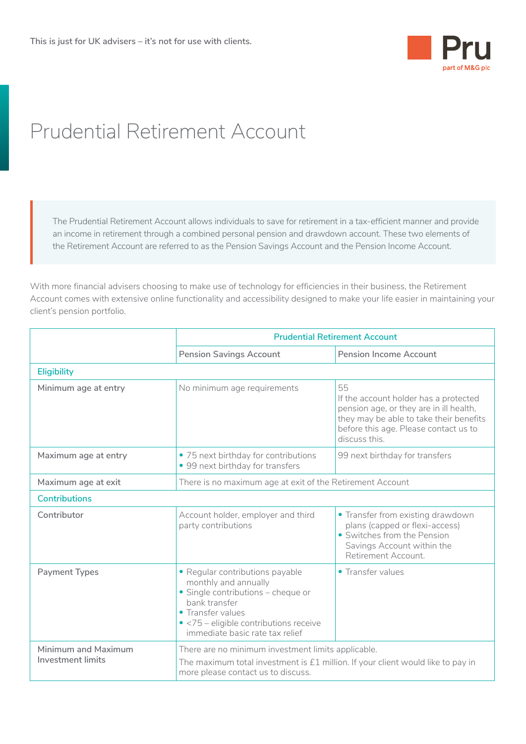This is just for UK advisers – it's not for use with clients.

Pru
part of M&G plc

# Prudential Retirement Account

The Prudential Retirement Account allows individuals to save for retirement in a tax-efficient manner and provide an income in retirement through a combined personal pension and drawdown account. These two elements of the Retirement Account are referred to as the Pension Savings Account and the Pension Income Account.

With more financial advisers choosing to make use of technology for efficiencies in their business, the Retirement Account comes with extensive online functionality and accessibility designed to make your life easier in maintaining your client's pension portfolio.

| | Prudential Retirement Account | |
|---|---|---|
| | Pension Savings Account | Pension Income Account |
| **Eligibility** | | |
| Minimum age at entry | No minimum age requirements | 55<br>If the account holder has a protected pension age, or they are in ill health, they may be able to take their benefits before this age. Please contact us to discuss this. |
| Maximum age at entry | • 75 next birthday for contributions<br>• 99 next birthday for transfers | 99 next birthday for transfers |
| Maximum age at exit | There is no maximum age at exit of the Retirement Account | |
| **Contributions** | | |
| Contributor | Account holder, employer and third party contributions | • Transfer from existing drawdown plans (capped or flexi-access)<br>• Switches from the Pension Savings Account within the Retirement Account. |
| Payment Types | • Regular contributions payable monthly and annually<br>• Single contributions – cheque or bank transfer<br>• Transfer values<br>• <75 – eligible contributions receive immediate basic rate tax relief | • Transfer values |
| Minimum and Maximum Investment limits | There are no minimum investment limits applicable.<br>The maximum total investment is £1 million. If your client would like to pay in more please contact us to discuss. | |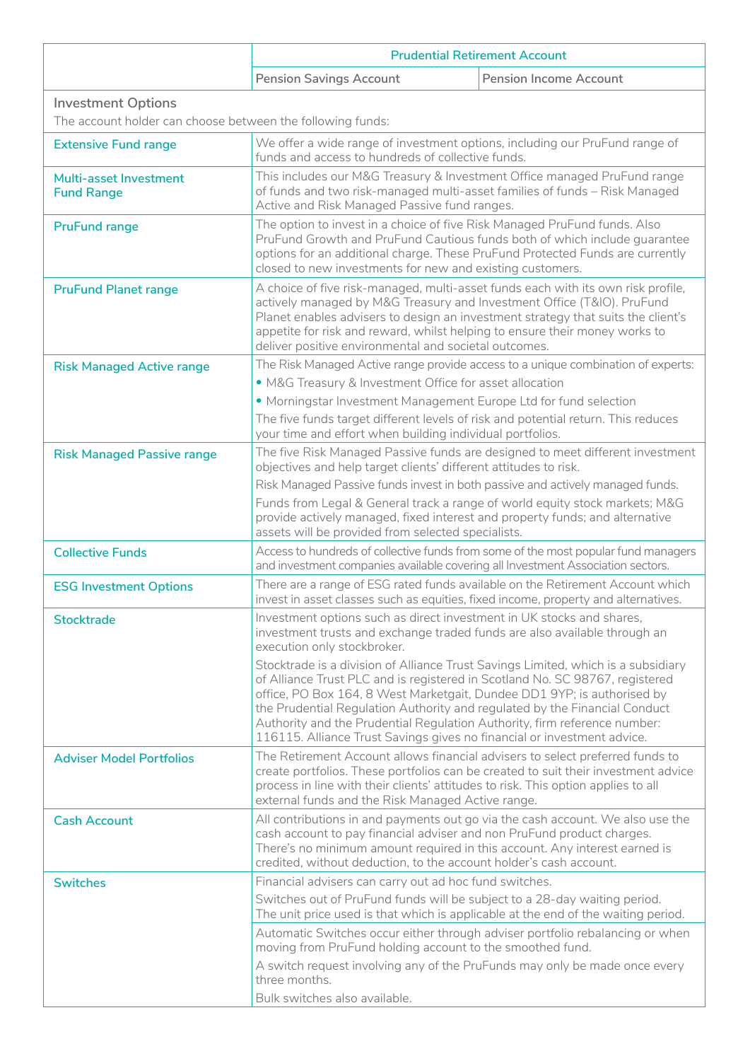| | Prudential Retirement Account | |
|---|---|---|
| | Pension Savings Account | Pension Income Account |
| **Investment Options**<br>The account holder can choose between the following funds: | | |
| Extensive Fund range | We offer a wide range of investment options, including our PruFund range of funds and access to hundreds of collective funds. | |
| Multi-asset Investment Fund Range | This includes our M&G Treasury & Investment Office managed PruFund range of funds and two risk-managed multi-asset families of funds – Risk Managed Active and Risk Managed Passive fund ranges. | |
| PruFund range | The option to invest in a choice of five Risk Managed PruFund funds. Also PruFund Growth and PruFund Cautious funds both of which include guarantee options for an additional charge. These PruFund Protected Funds are currently closed to new investments for new and existing customers. | |
| PruFund Planet range | A choice of five risk-managed, multi-asset funds each with its own risk profile, actively managed by M&G Treasury and Investment Office (T&IO). PruFund Planet enables advisers to design an investment strategy that suits the client's appetite for risk and reward, whilst helping to ensure their money works to deliver positive environmental and societal outcomes. | |
| Risk Managed Active range | The Risk Managed Active range provide access to a unique combination of experts:<br>• M&G Treasury & Investment Office for asset allocation<br>• Morningstar Investment Management Europe Ltd for fund selection<br>The five funds target different levels of risk and potential return. This reduces your time and effort when building individual portfolios. | |
| Risk Managed Passive range | The five Risk Managed Passive funds are designed to meet different investment objectives and help target clients' different attitudes to risk.<br>Risk Managed Passive funds invest in both passive and actively managed funds.<br>Funds from Legal & General track a range of world equity stock markets; M&G provide actively managed, fixed interest and property funds; and alternative assets will be provided from selected specialists. | |
| Collective Funds | Access to hundreds of collective funds from some of the most popular fund managers and investment companies available covering all Investment Association sectors. | |
| ESG Investment Options | There are a range of ESG rated funds available on the Retirement Account which invest in asset classes such as equities, fixed income, property and alternatives. | |
| Stocktrade | Investment options such as direct investment in UK stocks and shares, investment trusts and exchange traded funds are also available through an execution only stockbroker.<br>Stocktrade is a division of Alliance Trust Savings Limited, which is a subsidiary of Alliance Trust PLC and is registered in Scotland No. SC 98767, registered office, PO Box 164, 8 West Marketgait, Dundee DD1 9YP; is authorised by the Prudential Regulation Authority and regulated by the Financial Conduct Authority and the Prudential Regulation Authority, firm reference number: 116115. Alliance Trust Savings gives no financial or investment advice. | |
| Adviser Model Portfolios | The Retirement Account allows financial advisers to select preferred funds to create portfolios. These portfolios can be created to suit their investment advice process in line with their clients' attitudes to risk. This option applies to all external funds and the Risk Managed Active range. | |
| Cash Account | All contributions in and payments out go via the cash account. We also use the cash account to pay financial adviser and non PruFund product charges. There's no minimum amount required in this account. Any interest earned is credited, without deduction, to the account holder's cash account. | |
| Switches | Financial advisers can carry out ad hoc fund switches.<br>Switches out of PruFund funds will be subject to a 28-day waiting period. The unit price used is that which is applicable at the end of the waiting period.<br>Automatic Switches occur either through adviser portfolio rebalancing or when moving from PruFund holding account to the smoothed fund.<br>A switch request involving any of the PruFunds may only be made once every three months.<br>Bulk switches also available. | |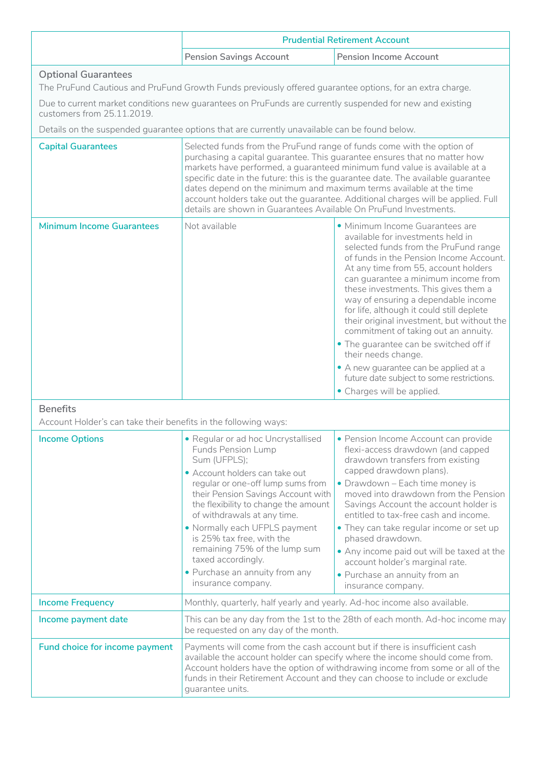| | Prudential Retirement Account | |
|---|---|---|
| | Pension Savings Account | Pension Income Account |

**Optional Guarantees**

The PruFund Cautious and PruFund Growth Funds previously offered guarantee options, for an extra charge.

Due to current market conditions new guarantees on PruFunds are currently suspended for new and existing customers from 25.11.2019.

Details on the suspended guarantee options that are currently unavailable can be found below.

| | Pension Savings Account | Pension Income Account |
|---|---|---|
| Capital Guarantees | Selected funds from the PruFund range of funds come with the option of purchasing a capital guarantee. This guarantee ensures that no matter how markets have performed, a guaranteed minimum fund value is available at a specific date in the future: this is the guarantee date. The available guarantee dates depend on the minimum and maximum terms available at the time account holders take out the guarantee. Additional charges will be applied. Full details are shown in Guarantees Available On PruFund Investments. | |
| Minimum Income Guarantees | Not available | • Minimum Income Guarantees are available for investments held in selected funds from the PruFund range of funds in the Pension Income Account. At any time from 55, account holders can guarantee a minimum income from these investments. This gives them a way of ensuring a dependable income for life, although it could still deplete their original investment, but without the commitment of taking out an annuity.<br>• The guarantee can be switched off if their needs change.<br>• A new guarantee can be applied at a future date subject to some restrictions.<br>• Charges will be applied. |

**Benefits**

Account Holder's can take their benefits in the following ways:

| | Pension Savings Account | Pension Income Account |
|---|---|---|
| Income Options | • Regular or ad hoc Uncrystallised Funds Pension Lump Sum (UFPLS);<br>• Account holders can take out regular or one-off lump sums from their Pension Savings Account with the flexibility to change the amount of withdrawals at any time.<br>• Normally each UFPLS payment is 25% tax free, with the remaining 75% of the lump sum taxed accordingly.<br>• Purchase an annuity from any insurance company. | • Pension Income Account can provide flexi-access drawdown (and capped drawdown transfers from existing capped drawdown plans).<br>• Drawdown – Each time money is moved into drawdown from the Pension Savings Account the account holder is entitled to tax-free cash and income.<br>• They can take regular income or set up phased drawdown.<br>• Any income paid out will be taxed at the account holder's marginal rate.<br>• Purchase an annuity from an insurance company. |
| Income Frequency | Monthly, quarterly, half yearly and yearly. Ad-hoc income also available. | |
| Income payment date | This can be any day from the 1st to the 28th of each month. Ad-hoc income may be requested on any day of the month. | |
| Fund choice for income payment | Payments will come from the cash account but if there is insufficient cash available the account holder can specify where the income should come from. Account holders have the option of withdrawing income from some or all of the funds in their Retirement Account and they can choose to include or exclude guarantee units. | |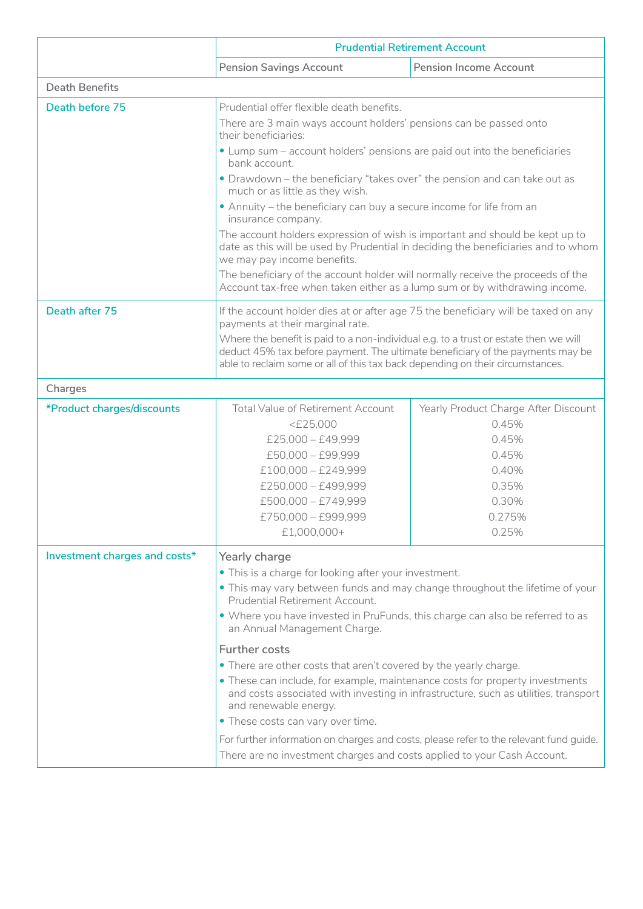| | Prudential Retirement Account | |
|---|---|---|
| | Pension Savings Account | Pension Income Account |
| Death Benefits | | |
| Death before 75 | Prudential offer flexible death benefits.<br>There are 3 main ways account holders' pensions can be passed onto their beneficiaries:<br>• Lump sum – account holders' pensions are paid out into the beneficiaries bank account.<br>• Drawdown – the beneficiary "takes over" the pension and can take out as much or as little as they wish.<br>• Annuity – the beneficiary can buy a secure income for life from an insurance company.<br>The account holders expression of wish is important and should be kept up to date as this will be used by Prudential in deciding the beneficiaries and to whom we may pay income benefits.<br>The beneficiary of the account holder will normally receive the proceeds of the Account tax-free when taken either as a lump sum or by withdrawing income. | |
| Death after 75 | If the account holder dies at or after age 75 the beneficiary will be taxed on any payments at their marginal rate.<br>Where the benefit is paid to a non-individual e.g. to a trust or estate then we will deduct 45% tax before payment. The ultimate beneficiary of the payments may be able to reclaim some or all of this tax back depending on their circumstances. | |
| Charges | | |
| *Product charges/discounts | Total Value of Retirement Account | Yearly Product Charge After Discount |
| | <£25,000 | 0.45% |
| | £25,000 – £49,999 | 0.45% |
| | £50,000 – £99,999 | 0.45% |
| | £100,000 – £249,999 | 0.40% |
| | £250,000 – £499,999 | 0.35% |
| | £500,000 – £749,999 | 0.30% |
| | £750,000 – £999,999 | 0.275% |
| | £1,000,000+ | 0.25% |
| Investment charges and costs* | **Yearly charge**<br>• This is a charge for looking after your investment.<br>• This may vary between funds and may change throughout the lifetime of your Prudential Retirement Account.<br>• Where you have invested in PruFunds, this charge can also be referred to as an Annual Management Charge.<br>**Further costs**<br>• There are other costs that aren't covered by the yearly charge.<br>• These can include, for example, maintenance costs for property investments and costs associated with investing in infrastructure, such as utilities, transport and renewable energy.<br>• These costs can vary over time.<br>For further information on charges and costs, please refer to the relevant fund guide.<br>There are no investment charges and costs applied to your Cash Account. | |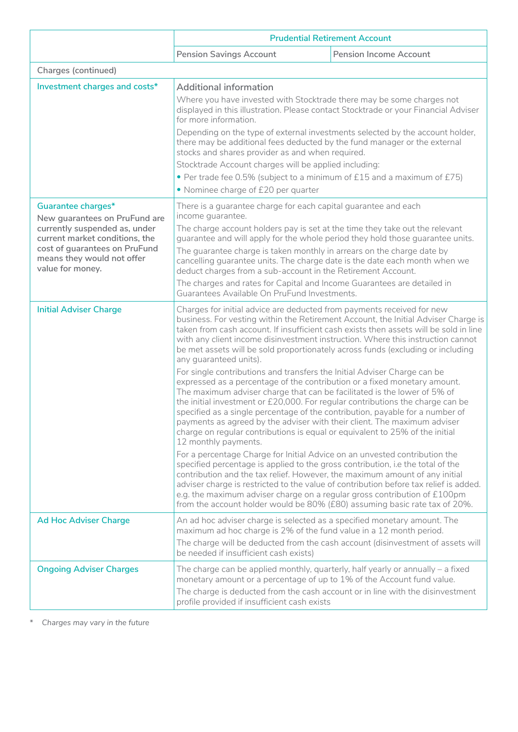| | Prudential Retirement Account | |
|---|---|---|
| | Pension Savings Account | Pension Income Account |
| Charges (continued) | | |
| Investment charges and costs* | Additional information<br>Where you have invested with Stocktrade there may be some charges not displayed in this illustration. Please contact Stocktrade or your Financial Adviser for more information.<br>Depending on the type of external investments selected by the account holder, there may be additional fees deducted by the fund manager or the external stocks and shares provider as and when required.<br>Stocktrade Account charges will be applied including:<br>• Per trade fee 0.5% (subject to a minimum of £15 and a maximum of £75)<br>• Nominee charge of £20 per quarter | |
| Guarantee charges*<br>New guarantees on PruFund are currently suspended as, under current market conditions, the cost of guarantees on PruFund means they would not offer value for money. | There is a guarantee charge for each capital guarantee and each income guarantee.<br>The charge account holders pay is set at the time they take out the relevant guarantee and will apply for the whole period they hold those guarantee units.<br>The guarantee charge is taken monthly in arrears on the charge date by cancelling guarantee units. The charge date is the date each month when we deduct charges from a sub-account in the Retirement Account.<br>The charges and rates for Capital and Income Guarantees are detailed in Guarantees Available On PruFund Investments. | |
| Initial Adviser Charge | Charges for initial advice are deducted from payments received for new business. For vesting within the Retirement Account, the Initial Adviser Charge is taken from cash account. If insufficient cash exists then assets will be sold in line with any client income disinvestment instruction. Where this instruction cannot be met assets will be sold proportionately across funds (excluding or including any guaranteed units).<br>For single contributions and transfers the Initial Adviser Charge can be expressed as a percentage of the contribution or a fixed monetary amount. The maximum adviser charge that can be facilitated is the lower of 5% of the initial investment or £20,000. For regular contributions the charge can be specified as a single percentage of the contribution, payable for a number of payments as agreed by the adviser with their client. The maximum adviser charge on regular contributions is equal or equivalent to 25% of the initial 12 monthly payments.<br>For a percentage Charge for Initial Advice on an unvested contribution the specified percentage is applied to the gross contribution, i.e the total of the contribution and the tax relief. However, the maximum amount of any initial adviser charge is restricted to the value of contribution before tax relief is added. e.g. the maximum adviser charge on a regular gross contribution of £100pm from the account holder would be 80% (£80) assuming basic rate tax of 20%. | |
| Ad Hoc Adviser Charge | An ad hoc adviser charge is selected as a specified monetary amount. The maximum ad hoc charge is 2% of the fund value in a 12 month period.<br>The charge will be deducted from the cash account (disinvestment of assets will be needed if insufficient cash exists) | |
| Ongoing Adviser Charges | The charge can be applied monthly, quarterly, half yearly or annually – a fixed monetary amount or a percentage of up to 1% of the Account fund value.<br>The charge is deducted from the cash account or in line with the disinvestment profile provided if insufficient cash exists | |

\* *Charges may vary in the future*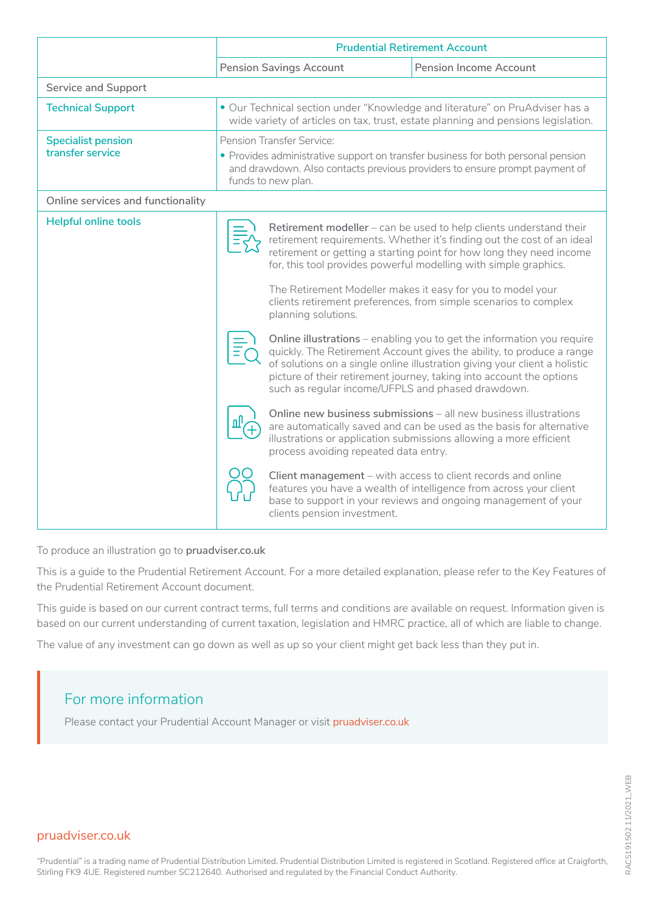| | Prudential Retirement Account | |
|---|---|---|
| | Pension Savings Account | Pension Income Account |
| Service and Support | | |
| Technical Support | • Our Technical section under "Knowledge and literature" on PruAdviser has a wide variety of articles on tax, trust, estate planning and pensions legislation. | |
| Specialist pension transfer service | Pension Transfer Service:<br>• Provides administrative support on transfer business for both personal pension and drawdown. Also contacts previous providers to ensure prompt payment of funds to new plan. | |
| Online services and functionality | | |
| Helpful online tools | **Retirement modeller** – can be used to help clients understand their retirement requirements. Whether it's finding out the cost of an ideal retirement or getting a starting point for how long they need income for, this tool provides powerful modelling with simple graphics.<br><br>The Retirement Modeller makes it easy for you to model your clients retirement preferences, from simple scenarios to complex planning solutions.<br><br>**Online illustrations** – enabling you to get the information you require quickly. The Retirement Account gives the ability, to produce a range of solutions on a single online illustration giving your client a holistic picture of their retirement journey, taking into account the options such as regular income/UFPLS and phased drawdown.<br><br>**Online new business submissions** – all new business illustrations are automatically saved and can be used as the basis for alternative illustrations or application submissions allowing a more efficient process avoiding repeated data entry.<br><br>**Client management** – with access to client records and online features you have a wealth of intelligence from across your client base to support in your reviews and ongoing management of your clients pension investment. | |

To produce an illustration go to **pruadviser.co.uk**

This is a guide to the Prudential Retirement Account. For a more detailed explanation, please refer to the Key Features of the Prudential Retirement Account document.

This guide is based on our current contract terms, full terms and conditions are available on request. Information given is based on our current understanding of current taxation, legislation and HMRC practice, all of which are liable to change.

The value of any investment can go down as well as up so your client might get back less than they put in.

## For more information

Please contact your Prudential Account Manager or visit pruadviser.co.uk

pruadviser.co.uk

"Prudential" is a trading name of Prudential Distribution Limited. Prudential Distribution Limited is registered in Scotland. Registered office at Craigforth, Stirling FK9 4UE. Registered number SC212640. Authorised and regulated by the Financial Conduct Authority.

RACS191502 11/2021_WEB